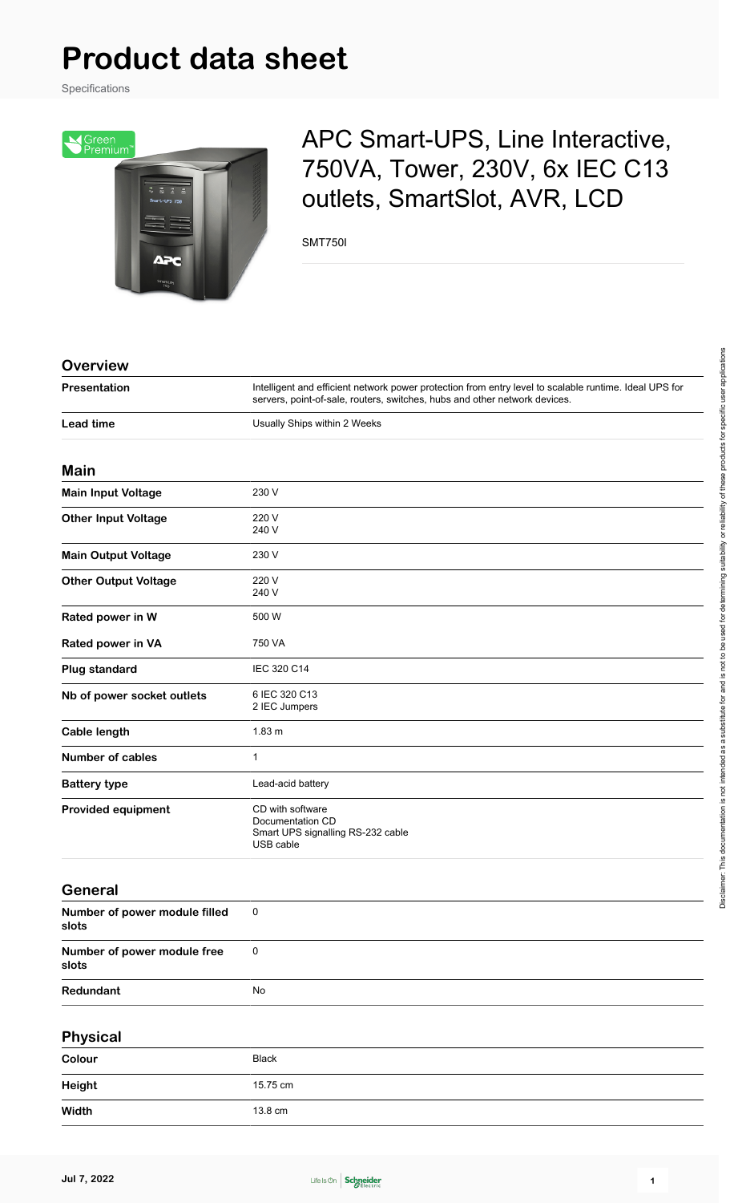# Product data sheet

Specifications

## APC Smart-UPS, Line Interactive, 750VA, Tower, 230V, 6x IEC C13 outlets, SmartSlot, AVR, LCD

SMT750I

### Overview

| | |
|---|---|
| **Presentation** | Intelligent and efficient network power protection from entry level to scalable runtime. Ideal UPS for servers, point-of-sale, routers, switches, hubs and other network devices. |
| **Lead time** | Usually Ships within 2 Weeks |

### Main

| | |
|---|---|
| **Main Input Voltage** | 230 V |
| **Other Input Voltage** | 220 V<br>240 V |
| **Main Output Voltage** | 230 V |
| **Other Output Voltage** | 220 V<br>240 V |
| **Rated power in W** | 500 W |
| **Rated power in VA** | 750 VA |
| **Plug standard** | IEC 320 C14 |
| **Nb of power socket outlets** | 6 IEC 320 C13<br>2 IEC Jumpers |
| **Cable length** | 1.83 m |
| **Number of cables** | 1 |
| **Battery type** | Lead-acid battery |
| **Provided equipment** | CD with software<br>Documentation CD<br>Smart UPS signalling RS-232 cable<br>USB cable |

### General

| | |
|---|---|
| **Number of power module filled slots** | 0 |
| **Number of power module free slots** | 0 |
| **Redundant** | No |

### Physical

| | |
|---|---|
| **Colour** | Black |
| **Height** | 15.75 cm |
| **Width** | 13.8 cm |

Disclaimer: This documentation is not intended as a substitute for and is not to be used for determining suitability or reliability of these products for specific user applications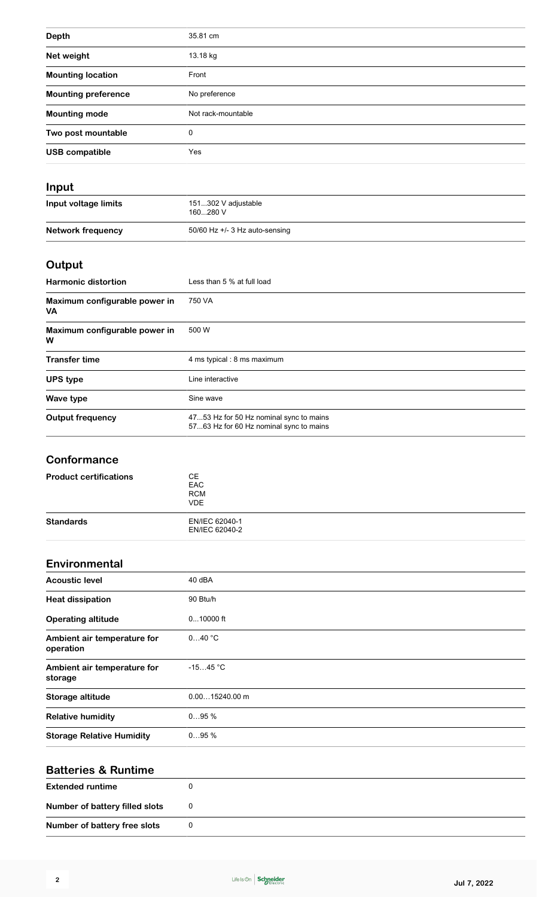| | |
|---|---|
| **Depth** | 35.81 cm |
| **Net weight** | 13.18 kg |
| **Mounting location** | Front |
| **Mounting preference** | No preference |
| **Mounting mode** | Not rack-mountable |
| **Two post mountable** | 0 |
| **USB compatible** | Yes |

## Input

| | |
|---|---|
| **Input voltage limits** | 151…302 V adjustable<br>160…280 V |
| **Network frequency** | 50/60 Hz +/- 3 Hz auto-sensing |

## Output

| | |
|---|---|
| **Harmonic distortion** | Less than 5 % at full load |
| **Maximum configurable power in VA** | 750 VA |
| **Maximum configurable power in W** | 500 W |
| **Transfer time** | 4 ms typical : 8 ms maximum |
| **UPS type** | Line interactive |
| **Wave type** | Sine wave |
| **Output frequency** | 47…53 Hz for 50 Hz nominal sync to mains<br>57…63 Hz for 60 Hz nominal sync to mains |

## Conformance

| | |
|---|---|
| **Product certifications** | CE<br>EAC<br>RCM<br>VDE |
| **Standards** | EN/IEC 62040-1<br>EN/IEC 62040-2 |

## Environmental

| | |
|---|---|
| **Acoustic level** | 40 dBA |
| **Heat dissipation** | 90 Btu/h |
| **Operating altitude** | 0…10000 ft |
| **Ambient air temperature for operation** | 0…40 °C |
| **Ambient air temperature for storage** | -15…45 °C |
| **Storage altitude** | 0.00…15240.00 m |
| **Relative humidity** | 0…95 % |
| **Storage Relative Humidity** | 0…95 % |

## Batteries & Runtime

| | |
|---|---|
| **Extended runtime** | 0 |
| **Number of battery filled slots** | 0 |
| **Number of battery free slots** | 0 |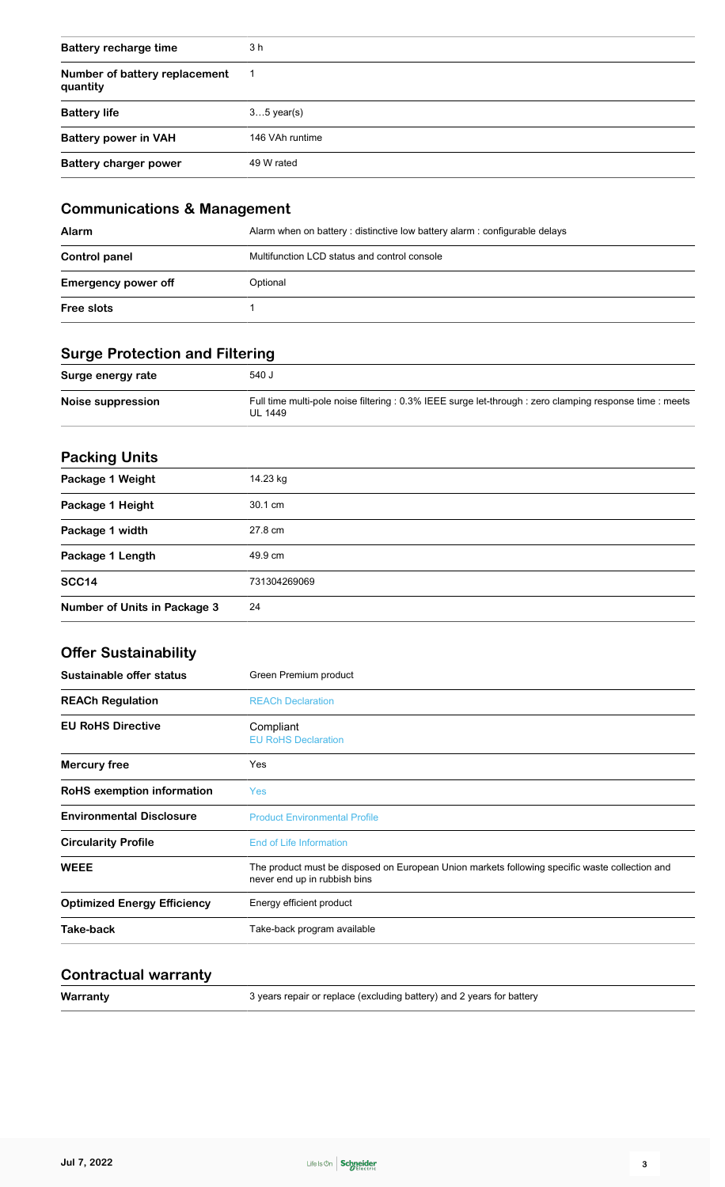| | |
|---|---|
| **Battery recharge time** | 3 h |
| **Number of battery replacement quantity** | 1 |
| **Battery life** | 3…5 year(s) |
| **Battery power in VAH** | 146 VAh runtime |
| **Battery charger power** | 49 W rated |

## Communications & Management

| | |
|---|---|
| **Alarm** | Alarm when on battery : distinctive low battery alarm : configurable delays |
| **Control panel** | Multifunction LCD status and control console |
| **Emergency power off** | Optional |
| **Free slots** | 1 |

## Surge Protection and Filtering

| | |
|---|---|
| **Surge energy rate** | 540 J |
| **Noise suppression** | Full time multi-pole noise filtering : 0.3% IEEE surge let-through : zero clamping response time : meets UL 1449 |

## Packing Units

| | |
|---|---|
| **Package 1 Weight** | 14.23 kg |
| **Package 1 Height** | 30.1 cm |
| **Package 1 width** | 27.8 cm |
| **Package 1 Length** | 49.9 cm |
| **SCC14** | 731304269069 |
| **Number of Units in Package 3** | 24 |

## Offer Sustainability

| | |
|---|---|
| **Sustainable offer status** | Green Premium product |
| **REACh Regulation** | REACh Declaration |
| **EU RoHS Directive** | Compliant<br>EU RoHS Declaration |
| **Mercury free** | Yes |
| **RoHS exemption information** | Yes |
| **Environmental Disclosure** | Product Environmental Profile |
| **Circularity Profile** | End of Life Information |
| **WEEE** | The product must be disposed on European Union markets following specific waste collection and never end up in rubbish bins |
| **Optimized Energy Efficiency** | Energy efficient product |
| **Take-back** | Take-back program available |

## Contractual warranty

| | |
|---|---|
| **Warranty** | 3 years repair or replace (excluding battery) and 2 years for battery |